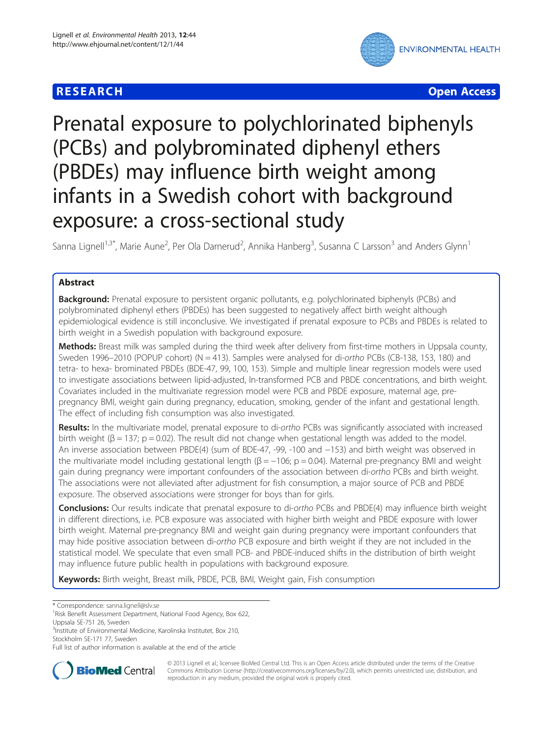**RESEARCH** **Open Access**

# Prenatal exposure to polychlorinated biphenyls (PCBs) and polybrominated diphenyl ethers (PBDEs) may influence birth weight among infants in a Swedish cohort with background exposure: a cross-sectional study

Sanna Lignell[1,3*], Marie Aune[2], Per Ola Darnerud[2], Annika Hanberg[3], Susanna C Larsson[3] and Anders Glynn[1]

## Abstract

**Background:** Prenatal exposure to persistent organic pollutants, e.g. polychlorinated biphenyls (PCBs) and polybrominated diphenyl ethers (PBDEs) has been suggested to negatively affect birth weight although epidemiological evidence is still inconclusive. We investigated if prenatal exposure to PCBs and PBDEs is related to birth weight in a Swedish population with background exposure.

**Methods:** Breast milk was sampled during the third week after delivery from first-time mothers in Uppsala county, Sweden 1996–2010 (POPUP cohort) (N = 413). Samples were analysed for di-*ortho* PCBs (CB-138, 153, 180) and tetra- to hexa- brominated PBDEs (BDE-47, 99, 100, 153). Simple and multiple linear regression models were used to investigate associations between lipid-adjusted, ln-transformed PCB and PBDE concentrations, and birth weight. Covariates included in the multivariate regression model were PCB and PBDE exposure, maternal age, pre-pregnancy BMI, weight gain during pregnancy, education, smoking, gender of the infant and gestational length. The effect of including fish consumption was also investigated.

**Results:** In the multivariate model, prenatal exposure to di-*ortho* PCBs was significantly associated with increased birth weight (β = 137; p = 0.02). The result did not change when gestational length was added to the model. An inverse association between PBDE(4) (sum of BDE-47, -99, -100 and −153) and birth weight was observed in the multivariate model including gestational length (β = −106; p = 0.04). Maternal pre-pregnancy BMI and weight gain during pregnancy were important confounders of the association between di-*ortho* PCBs and birth weight. The associations were not alleviated after adjustment for fish consumption, a major source of PCB and PBDE exposure. The observed associations were stronger for boys than for girls.

**Conclusions:** Our results indicate that prenatal exposure to di-*ortho* PCBs and PBDE(4) may influence birth weight in different directions, i.e. PCB exposure was associated with higher birth weight and PBDE exposure with lower birth weight. Maternal pre-pregnancy BMI and weight gain during pregnancy were important confounders that may hide positive association between di-*ortho* PCB exposure and birth weight if they are not included in the statistical model. We speculate that even small PCB- and PBDE-induced shifts in the distribution of birth weight may influence future public health in populations with background exposure.

**Keywords:** Birth weight, Breast milk, PBDE, PCB, BMI, Weight gain, Fish consumption

---

\* Correspondence: sanna.lignell@slv.se
[1]Risk Benefit Assessment Department, National Food Agency, Box 622, Uppsala SE-751 26, Sweden
[3]Institute of Environmental Medicine, Karolinska Institutet, Box 210, Stockholm SE-171 77, Sweden
Full list of author information is available at the end of the article

© 2013 Lignell et al.; licensee BioMed Central Ltd. This is an Open Access article distributed under the terms of the Creative Commons Attribution License (http://creativecommons.org/licenses/by/2.0), which permits unrestricted use, distribution, and reproduction in any medium, provided the original work is properly cited.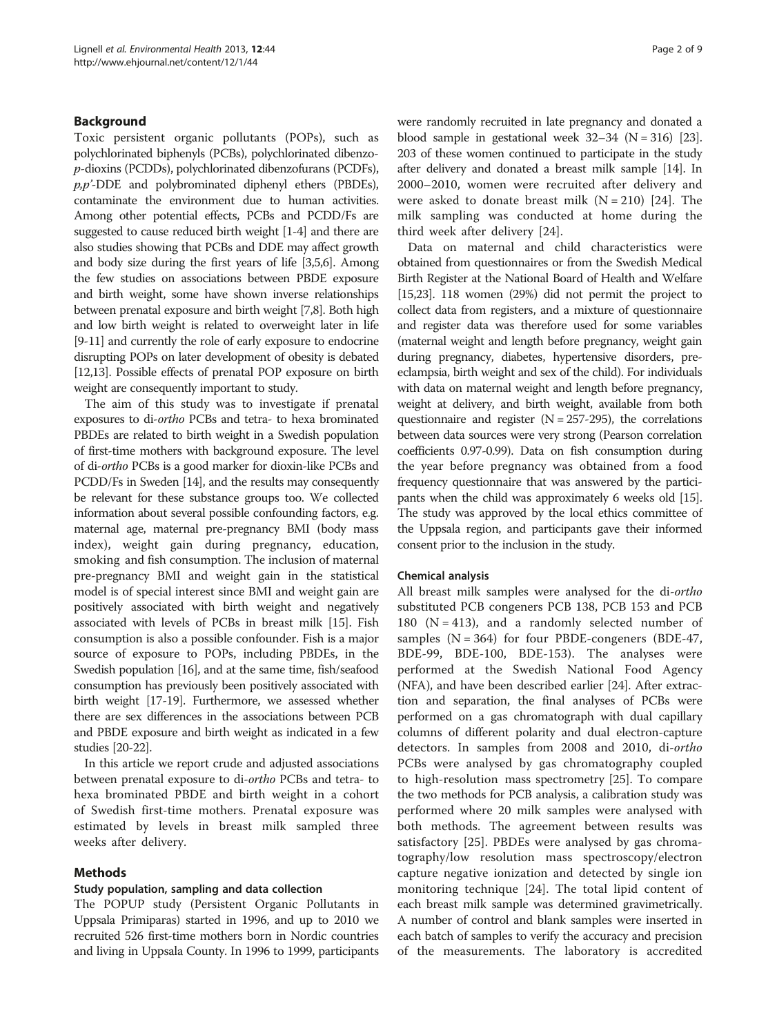## Background

Toxic persistent organic pollutants (POPs), such as polychlorinated biphenyls (PCBs), polychlorinated dibenzo-*p*-dioxins (PCDDs), polychlorinated dibenzofurans (PCDFs), *p,p'*-DDE and polybrominated diphenyl ethers (PBDEs), contaminate the environment due to human activities. Among other potential effects, PCBs and PCDD/Fs are suggested to cause reduced birth weight [1-4] and there are also studies showing that PCBs and DDE may affect growth and body size during the first years of life [3,5,6]. Among the few studies on associations between PBDE exposure and birth weight, some have shown inverse relationships between prenatal exposure and birth weight [7,8]. Both high and low birth weight is related to overweight later in life [9-11] and currently the role of early exposure to endocrine disrupting POPs on later development of obesity is debated [12,13]. Possible effects of prenatal POP exposure on birth weight are consequently important to study.

The aim of this study was to investigate if prenatal exposures to di-*ortho* PCBs and tetra- to hexa brominated PBDEs are related to birth weight in a Swedish population of first-time mothers with background exposure. The level of di-*ortho* PCBs is a good marker for dioxin-like PCBs and PCDD/Fs in Sweden [14], and the results may consequently be relevant for these substance groups too. We collected information about several possible confounding factors, e.g. maternal age, maternal pre-pregnancy BMI (body mass index), weight gain during pregnancy, education, smoking and fish consumption. The inclusion of maternal pre-pregnancy BMI and weight gain in the statistical model is of special interest since BMI and weight gain are positively associated with birth weight and negatively associated with levels of PCBs in breast milk [15]. Fish consumption is also a possible confounder. Fish is a major source of exposure to POPs, including PBDEs, in the Swedish population [16], and at the same time, fish/seafood consumption has previously been positively associated with birth weight [17-19]. Furthermore, we assessed whether there are sex differences in the associations between PCB and PBDE exposure and birth weight as indicated in a few studies [20-22].

In this article we report crude and adjusted associations between prenatal exposure to di-*ortho* PCBs and tetra- to hexa brominated PBDE and birth weight in a cohort of Swedish first-time mothers. Prenatal exposure was estimated by levels in breast milk sampled three weeks after delivery.

## Methods

### Study population, sampling and data collection

The POPUP study (Persistent Organic Pollutants in Uppsala Primiparas) started in 1996, and up to 2010 we recruited 526 first-time mothers born in Nordic countries and living in Uppsala County. In 1996 to 1999, participants were randomly recruited in late pregnancy and donated a blood sample in gestational week 32–34 (N = 316) [23]. 203 of these women continued to participate in the study after delivery and donated a breast milk sample [14]. In 2000–2010, women were recruited after delivery and were asked to donate breast milk (N = 210) [24]. The milk sampling was conducted at home during the third week after delivery [24].

Data on maternal and child characteristics were obtained from questionnaires or from the Swedish Medical Birth Register at the National Board of Health and Welfare [15,23]. 118 women (29%) did not permit the project to collect data from registers, and a mixture of questionnaire and register data was therefore used for some variables (maternal weight and length before pregnancy, weight gain during pregnancy, diabetes, hypertensive disorders, pre-eclampsia, birth weight and sex of the child). For individuals with data on maternal weight and length before pregnancy, weight at delivery, and birth weight, available from both questionnaire and register (N = 257-295), the correlations between data sources were very strong (Pearson correlation coefficients 0.97-0.99). Data on fish consumption during the year before pregnancy was obtained from a food frequency questionnaire that was answered by the participants when the child was approximately 6 weeks old [15]. The study was approved by the local ethics committee of the Uppsala region, and participants gave their informed consent prior to the inclusion in the study.

### Chemical analysis

All breast milk samples were analysed for the di-*ortho* substituted PCB congeners PCB 138, PCB 153 and PCB 180 (N = 413), and a randomly selected number of samples (N = 364) for four PBDE-congeners (BDE-47, BDE-99, BDE-100, BDE-153). The analyses were performed at the Swedish National Food Agency (NFA), and have been described earlier [24]. After extraction and separation, the final analyses of PCBs were performed on a gas chromatograph with dual capillary columns of different polarity and dual electron-capture detectors. In samples from 2008 and 2010, di-*ortho* PCBs were analysed by gas chromatography coupled to high-resolution mass spectrometry [25]. To compare the two methods for PCB analysis, a calibration study was performed where 20 milk samples were analysed with both methods. The agreement between results was satisfactory [25]. PBDEs were analysed by gas chromatography/low resolution mass spectroscopy/electron capture negative ionization and detected by single ion monitoring technique [24]. The total lipid content of each breast milk sample was determined gravimetrically. A number of control and blank samples were inserted in each batch of samples to verify the accuracy and precision of the measurements. The laboratory is accredited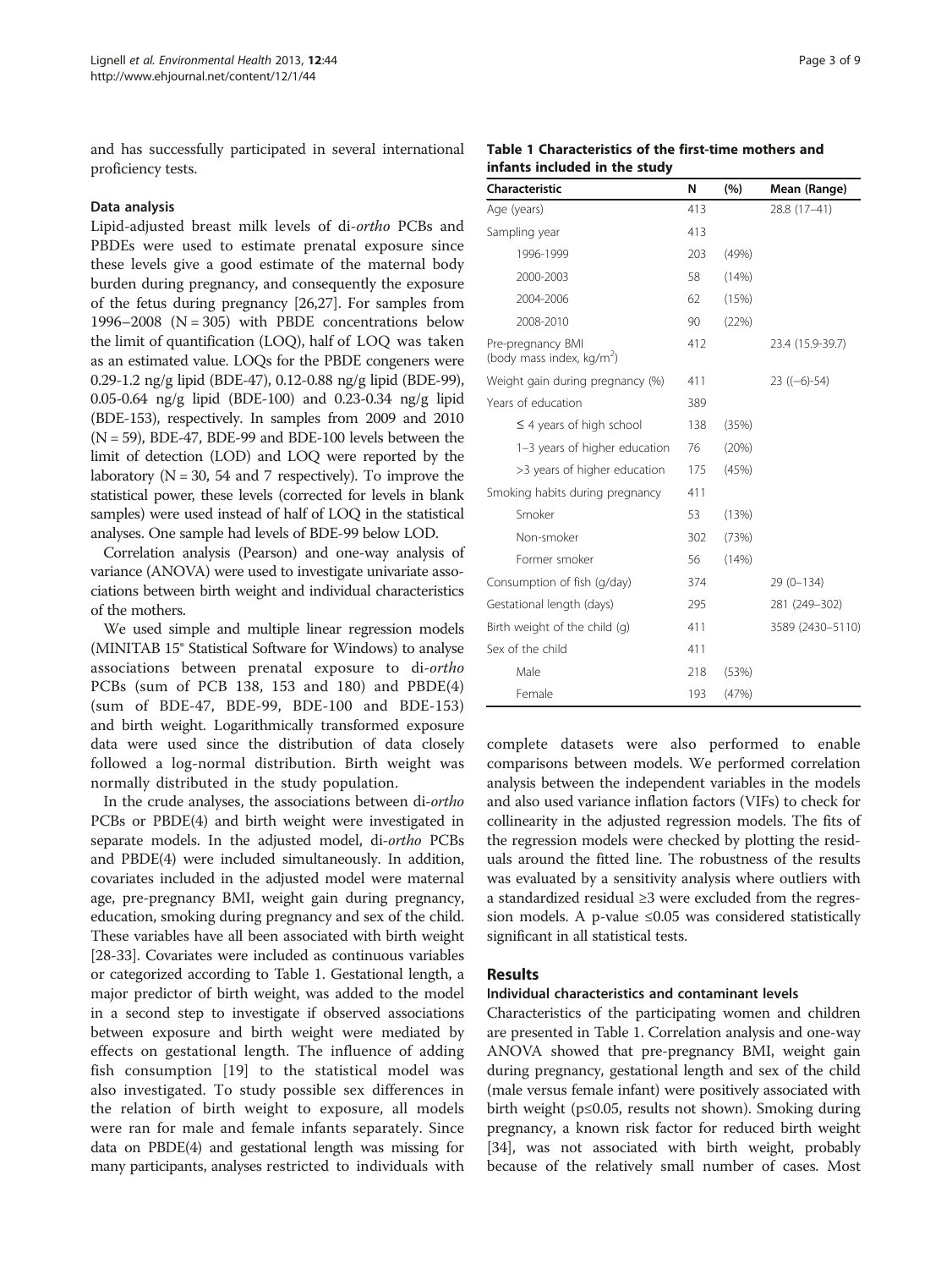and has successfully participated in several international proficiency tests.

### Data analysis

Lipid-adjusted breast milk levels of di-*ortho* PCBs and PBDEs were used to estimate prenatal exposure since these levels give a good estimate of the maternal body burden during pregnancy, and consequently the exposure of the fetus during pregnancy [26,27]. For samples from 1996–2008 (N = 305) with PBDE concentrations below the limit of quantification (LOQ), half of LOQ was taken as an estimated value. LOQs for the PBDE congeners were 0.29-1.2 ng/g lipid (BDE-47), 0.12-0.88 ng/g lipid (BDE-99), 0.05-0.64 ng/g lipid (BDE-100) and 0.23-0.34 ng/g lipid (BDE-153), respectively. In samples from 2009 and 2010 (N = 59), BDE-47, BDE-99 and BDE-100 levels between the limit of detection (LOD) and LOQ were reported by the laboratory (N = 30, 54 and 7 respectively). To improve the statistical power, these levels (corrected for levels in blank samples) were used instead of half of LOQ in the statistical analyses. One sample had levels of BDE-99 below LOD.

Correlation analysis (Pearson) and one-way analysis of variance (ANOVA) were used to investigate univariate associations between birth weight and individual characteristics of the mothers.

We used simple and multiple linear regression models (MINITAB 15® Statistical Software for Windows) to analyse associations between prenatal exposure to di-*ortho* PCBs (sum of PCB 138, 153 and 180) and PBDE(4) (sum of BDE-47, BDE-99, BDE-100 and BDE-153) and birth weight. Logarithmically transformed exposure data were used since the distribution of data closely followed a log-normal distribution. Birth weight was normally distributed in the study population.

In the crude analyses, the associations between di-*ortho* PCBs or PBDE(4) and birth weight were investigated in separate models. In the adjusted model, di-*ortho* PCBs and PBDE(4) were included simultaneously. In addition, covariates included in the adjusted model were maternal age, pre-pregnancy BMI, weight gain during pregnancy, education, smoking during pregnancy and sex of the child. These variables have all been associated with birth weight [28-33]. Covariates were included as continuous variables or categorized according to Table 1. Gestational length, a major predictor of birth weight, was added to the model in a second step to investigate if observed associations between exposure and birth weight were mediated by effects on gestational length. The influence of adding fish consumption [19] to the statistical model was also investigated. To study possible sex differences in the relation of birth weight to exposure, all models were ran for male and female infants separately. Since data on PBDE(4) and gestational length was missing for many participants, analyses restricted to individuals with complete datasets were also performed to enable comparisons between models. We performed correlation analysis between the independent variables in the models and also used variance inflation factors (VIFs) to check for collinearity in the adjusted regression models. The fits of the regression models were checked by plotting the residuals around the fitted line. The robustness of the results was evaluated by a sensitivity analysis where outliers with a standardized residual ≥3 were excluded from the regression models. A p-value ≤0.05 was considered statistically significant in all statistical tests.

**Table 1 Characteristics of the first-time mothers and infants included in the study**

| Characteristic | N | (%) | Mean (Range) |
|---|---|---|---|
| Age (years) | 413 | | 28.8 (17–41) |
| Sampling year | 413 | | |
| 1996-1999 | 203 | (49%) | |
| 2000-2003 | 58 | (14%) | |
| 2004-2006 | 62 | (15%) | |
| 2008-2010 | 90 | (22%) | |
| Pre-pregnancy BMI (body mass index, kg/m$^2$) | 412 | | 23.4 (15.9-39.7) |
| Weight gain during pregnancy (%) | 411 | | 23 ((−6)-54) |
| Years of education | 389 | | |
| ≤ 4 years of high school | 138 | (35%) | |
| 1–3 years of higher education | 76 | (20%) | |
| >3 years of higher education | 175 | (45%) | |
| Smoking habits during pregnancy | 411 | | |
| Smoker | 53 | (13%) | |
| Non-smoker | 302 | (73%) | |
| Former smoker | 56 | (14%) | |
| Consumption of fish (g/day) | 374 | | 29 (0–134) |
| Gestational length (days) | 295 | | 281 (249–302) |
| Birth weight of the child (g) | 411 | | 3589 (2430–5110) |
| Sex of the child | 411 | | |
| Male | 218 | (53%) | |
| Female | 193 | (47%) | |

## Results

### Individual characteristics and contaminant levels

Characteristics of the participating women and children are presented in Table 1. Correlation analysis and one-way ANOVA showed that pre-pregnancy BMI, weight gain during pregnancy, gestational length and sex of the child (male versus female infant) were positively associated with birth weight (p≤0.05, results not shown). Smoking during pregnancy, a known risk factor for reduced birth weight [34], was not associated with birth weight, probably because of the relatively small number of cases. Most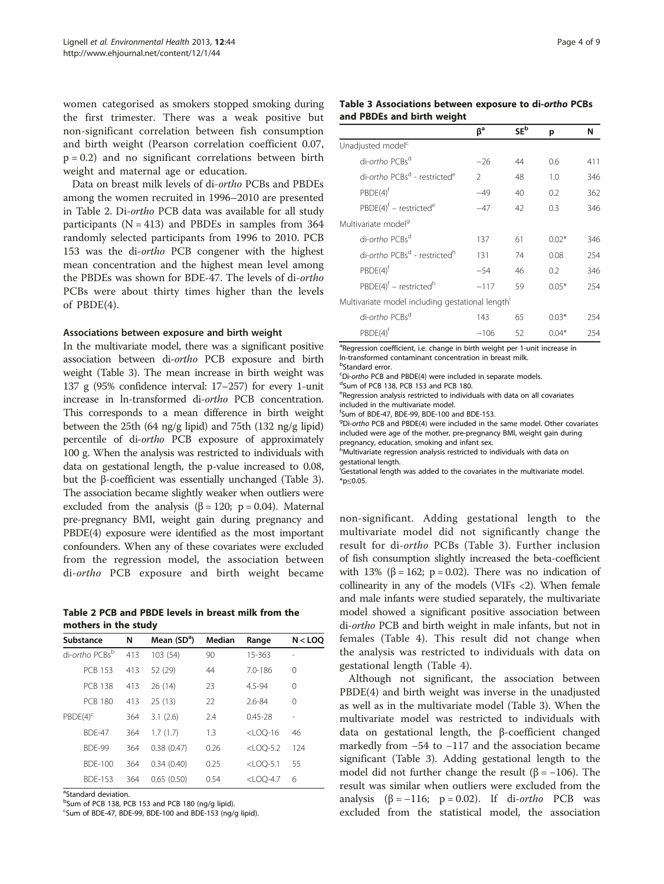women categorised as smokers stopped smoking during the first trimester. There was a weak positive but non-significant correlation between fish consumption and birth weight (Pearson correlation coefficient 0.07, $p = 0.2$) and no significant correlations between birth weight and maternal age or education.

Data on breast milk levels of di-*ortho* PCBs and PBDEs among the women recruited in 1996–2010 are presented in Table 2. Di-*ortho* PCB data was available for all study participants ($N = 413$) and PBDEs in samples from 364 randomly selected participants from 1996 to 2010. PCB 153 was the di-*ortho* PCB congener with the highest mean concentration and the highest mean level among the PBDEs was shown for BDE-47. The levels of di-*ortho* PCBs were about thirty times higher than the levels of PBDE(4).

#### Associations between exposure and birth weight

In the multivariate model, there was a significant positive association between di-*ortho* PCB exposure and birth weight (Table 3). The mean increase in birth weight was 137 g (95% confidence interval: 17–257) for every 1-unit increase in ln-transformed di-*ortho* PCB concentration. This corresponds to a mean difference in birth weight between the 25th (64 ng/g lipid) and 75th (132 ng/g lipid) percentile of di-*ortho* PCB exposure of approximately 100 g. When the analysis was restricted to individuals with data on gestational length, the p-value increased to 0.08, but the β-coefficient was essentially unchanged (Table 3). The association became slightly weaker when outliers were excluded from the analysis ($\beta = 120$; $p = 0.04$). Maternal pre-pregnancy BMI, weight gain during pregnancy and PBDE(4) exposure were identified as the most important confounders. When any of these covariates were excluded from the regression model, the association between di-*ortho* PCB exposure and birth weight became non-significant. Adding gestational length to the multivariate model did not significantly change the result for di-*ortho* PCBs (Table 3). Further inclusion of fish consumption slightly increased the beta-coefficient with 13% ($\beta = 162$; $p = 0.02$). There was no indication of collinearity in any of the models (VIFs <2). When female and male infants were studied separately, the multivariate model showed a significant positive association between di-*ortho* PCB and birth weight in male infants, but not in females (Table 4). This result did not change when the analysis was restricted to individuals with data on gestational length (Table 4).

Although not significant, the association between PBDE(4) and birth weight was inverse in the unadjusted as well as in the multivariate model (Table 3). When the multivariate model was restricted to individuals with data on gestational length, the β-coefficient changed markedly from −54 to −117 and the association became significant (Table 3). Adding gestational length to the model did not further change the result ($\beta = -106$). The result was similar when outliers were excluded from the analysis ($\beta = -116$; $p = 0.02$). If di-*ortho* PCB was excluded from the statistical model, the association

**Table 2 PCB and PBDE levels in breast milk from the mothers in the study**

| Substance | N | Mean (SD[a]) | Median | Range | N < LOQ |
|---|---|---|---|---|---|
| di-*ortho* PCBs[b] | 413 | 103 (54) | 90 | 15-363 | - |
| PCB 153 | 413 | 52 (29) | 44 | 7.0-186 | 0 |
| PCB 138 | 413 | 26 (14) | 23 | 4.5-94 | 0 |
| PCB 180 | 413 | 25 (13) | 22 | 2.6-84 | 0 |
| PBDE(4)[c] | 364 | 3.1 (2.6) | 2.4 | 0.45-28 | - |
| BDE-47 | 364 | 1.7 (1.7) | 1.3 | <LOQ-16 | 46 |
| BDE-99 | 364 | 0.38 (0.47) | 0.26 | <LOQ-5.2 | 124 |
| BDE-100 | 364 | 0.34 (0.40) | 0.25 | <LOQ-5.1 | 55 |
| BDE-153 | 364 | 0.65 (0.50) | 0.54 | <LOQ-4.7 | 6 |

[a]Standard deviation.
[b]Sum of PCB 138, PCB 153 and PCB 180 (ng/g lipid).
[c]Sum of BDE-47, BDE-99, BDE-100 and BDE-153 (ng/g lipid).

**Table 3 Associations between exposure to di-*ortho* PCBs and PBDEs and birth weight**

| | β[a] | SE[b] | p | N |
|---|---|---|---|---|
| Unadjusted model[c] | | | | |
| di-*ortho* PCBs[d] | −26 | 44 | 0.6 | 411 |
| di-*ortho* PCBs[d] - restricted[e] | 2 | 48 | 1.0 | 346 |
| PBDE(4)[f] | −49 | 40 | 0.2 | 362 |
| PBDE(4)[f] – restricted[e] | −47 | 42 | 0.3 | 346 |
| Multivariate model[g] | | | | |
| di-*ortho* PCBs[d] | 137 | 61 | 0.02* | 346 |
| di-*ortho* PCBs[d] - restricted[h] | 131 | 74 | 0.08 | 254 |
| PBDE(4)[f] | −54 | 46 | 0.2 | 346 |
| PBDE(4)[f] – restricted[h] | −117 | 59 | 0.05* | 254 |
| Multivariate model including gestational length[i] | | | | |
| di-*ortho* PCBs[d] | 143 | 65 | 0.03* | 254 |
| PBDE(4)[f] | −106 | 52 | 0.04* | 254 |

[a]Regression coefficient, i.e. change in birth weight per 1-unit increase in ln-transformed contaminant concentration in breast milk.
[b]Standard error.
[c]Di-*ortho* PCB and PBDE(4) were included in separate models.
[d]Sum of PCB 138, PCB 153 and PCB 180.
[e]Regression analysis restricted to individuals with data on all covariates included in the multivariate model.
[f]Sum of BDE-47, BDE-99, BDE-100 and BDE-153.
[g]Di-*ortho* PCB and PBDE(4) were included in the same model. Other covariates included were age of the mother, pre-pregnancy BMI, weight gain during pregnancy, education, smoking and infant sex.
[h]Multivariate regression analysis restricted to individuals with data on gestational length.
[i]Gestational length was added to the covariates in the multivariate model.
*p≤0.05.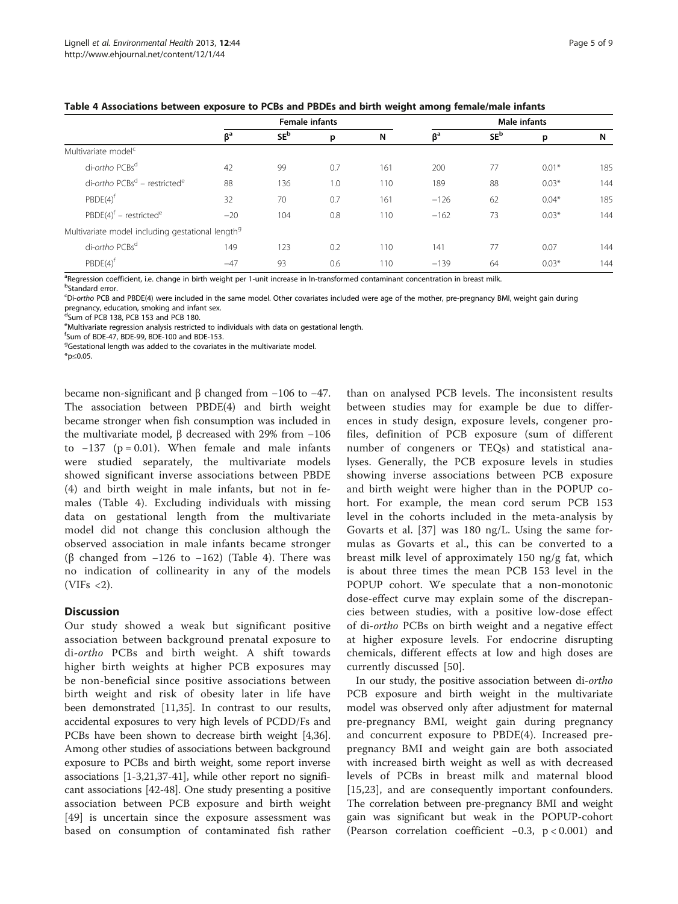**Table 4 Associations between exposure to PCBs and PBDEs and birth weight among female/male infants**

| | Female infants | | | | Male infants | | | |
|---|---|---|---|---|---|---|---|---|
| | β[a] | SE[b] | p | N | β[a] | SE[b] | p | N |
| Multivariate model[c] | | | | | | | | |
| di-*ortho* PCBs[d] | 42 | 99 | 0.7 | 161 | 200 | 77 | 0.01* | 185 |
| di-*ortho* PCBs[d] – restricted[e] | 88 | 136 | 1.0 | 110 | 189 | 88 | 0.03* | 144 |
| PBDE(4)[f] | 32 | 70 | 0.7 | 161 | −126 | 62 | 0.04* | 185 |
| PBDE(4)[f] – restricted[e] | −20 | 104 | 0.8 | 110 | −162 | 73 | 0.03* | 144 |
| Multivariate model including gestational length[g] | | | | | | | | |
| di-*ortho* PCBs[d] | 149 | 123 | 0.2 | 110 | 141 | 77 | 0.07 | 144 |
| PBDE(4)[f] | −47 | 93 | 0.6 | 110 | −139 | 64 | 0.03* | 144 |

[a]Regression coefficient, i.e. change in birth weight per 1-unit increase in ln-transformed contaminant concentration in breast milk.
[b]Standard error.
[c]Di-*ortho* PCB and PBDE(4) were included in the same model. Other covariates included were age of the mother, pre-pregnancy BMI, weight gain during pregnancy, education, smoking and infant sex.
[d]Sum of PCB 138, PCB 153 and PCB 180.
[e]Multivariate regression analysis restricted to individuals with data on gestational length.
[f]Sum of BDE-47, BDE-99, BDE-100 and BDE-153.
[g]Gestational length was added to the covariates in the multivariate model.
*p≤0.05.

became non-significant and β changed from −106 to −47. The association between PBDE(4) and birth weight became stronger when fish consumption was included in the multivariate model, β decreased with 29% from −106 to −137 ($p = 0.01$). When female and male infants were studied separately, the multivariate models showed significant inverse associations between PBDE (4) and birth weight in male infants, but not in females (Table 4). Excluding individuals with missing data on gestational length from the multivariate model did not change this conclusion although the observed association in male infants became stronger (β changed from −126 to −162) (Table 4). There was no indication of collinearity in any of the models (VIFs <2).

## Discussion

Our study showed a weak but significant positive association between background prenatal exposure to di-*ortho* PCBs and birth weight. A shift towards higher birth weights at higher PCB exposures may be non-beneficial since positive associations between birth weight and risk of obesity later in life have been demonstrated [11,35]. In contrast to our results, accidental exposures to very high levels of PCDD/Fs and PCBs have been shown to decrease birth weight [4,36]. Among other studies of associations between background exposure to PCBs and birth weight, some report inverse associations [1-3,21,37-41], while other report no significant associations [42-48]. One study presenting a positive association between PCB exposure and birth weight [49] is uncertain since the exposure assessment was based on consumption of contaminated fish rather than on analysed PCB levels. The inconsistent results between studies may for example be due to differences in study design, exposure levels, congener profiles, definition of PCB exposure (sum of different number of congeners or TEQs) and statistical analyses. Generally, the PCB exposure levels in studies showing inverse associations between PCB exposure and birth weight were higher than in the POPUP cohort. For example, the mean cord serum PCB 153 level in the cohorts included in the meta-analysis by Govarts et al. [37] was 180 ng/L. Using the same formulas as Govarts et al., this can be converted to a breast milk level of approximately 150 ng/g fat, which is about three times the mean PCB 153 level in the POPUP cohort. We speculate that a non-monotonic dose-effect curve may explain some of the discrepancies between studies, with a positive low-dose effect of di-*ortho* PCBs on birth weight and a negative effect at higher exposure levels. For endocrine disrupting chemicals, different effects at low and high doses are currently discussed [50].

In our study, the positive association between di-*ortho* PCB exposure and birth weight in the multivariate model was observed only after adjustment for maternal pre-pregnancy BMI, weight gain during pregnancy and concurrent exposure to PBDE(4). Increased pre-pregnancy BMI and weight gain are both associated with increased birth weight as well as with decreased levels of PCBs in breast milk and maternal blood [15,23], and are consequently important confounders. The correlation between pre-pregnancy BMI and weight gain was significant but weak in the POPUP-cohort (Pearson correlation coefficient −0.3, $p < 0.001$) and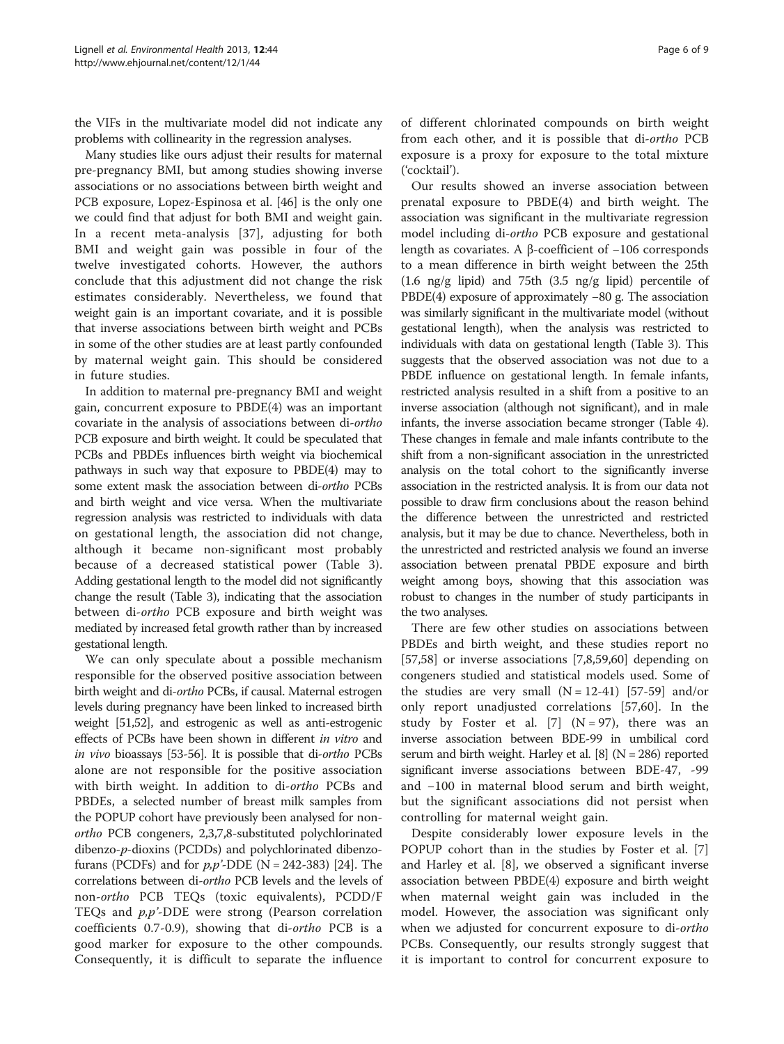the VIFs in the multivariate model did not indicate any problems with collinearity in the regression analyses.

Many studies like ours adjust their results for maternal pre-pregnancy BMI, but among studies showing inverse associations or no associations between birth weight and PCB exposure, Lopez-Espinosa et al. [46] is the only one we could find that adjust for both BMI and weight gain. In a recent meta-analysis [37], adjusting for both BMI and weight gain was possible in four of the twelve investigated cohorts. However, the authors conclude that this adjustment did not change the risk estimates considerably. Nevertheless, we found that weight gain is an important covariate, and it is possible that inverse associations between birth weight and PCBs in some of the other studies are at least partly confounded by maternal weight gain. This should be considered in future studies.

In addition to maternal pre-pregnancy BMI and weight gain, concurrent exposure to PBDE(4) was an important covariate in the analysis of associations between di-*ortho* PCB exposure and birth weight. It could be speculated that PCBs and PBDEs influences birth weight via biochemical pathways in such way that exposure to PBDE(4) may to some extent mask the association between di-*ortho* PCBs and birth weight and vice versa. When the multivariate regression analysis was restricted to individuals with data on gestational length, the association did not change, although it became non-significant most probably because of a decreased statistical power (Table 3). Adding gestational length to the model did not significantly change the result (Table 3), indicating that the association between di-*ortho* PCB exposure and birth weight was mediated by increased fetal growth rather than by increased gestational length.

We can only speculate about a possible mechanism responsible for the observed positive association between birth weight and di-*ortho* PCBs, if causal. Maternal estrogen levels during pregnancy have been linked to increased birth weight [51,52], and estrogenic as well as anti-estrogenic effects of PCBs have been shown in different *in vitro* and *in vivo* bioassays [53-56]. It is possible that di-*ortho* PCBs alone are not responsible for the positive association with birth weight. In addition to di-*ortho* PCBs and PBDEs, a selected number of breast milk samples from the POPUP cohort have previously been analysed for non-*ortho* PCB congeners, 2,3,7,8-substituted polychlorinated dibenzo-*p*-dioxins (PCDDs) and polychlorinated dibenzofurans (PCDFs) and for *p,p'*-DDE (N = 242-383) [24]. The correlations between di-*ortho* PCB levels and the levels of non-*ortho* PCB TEQs (toxic equivalents), PCDD/F TEQs and *p,p'*-DDE were strong (Pearson correlation coefficients 0.7-0.9), showing that di-*ortho* PCB is a good marker for exposure to the other compounds. Consequently, it is difficult to separate the influence of different chlorinated compounds on birth weight from each other, and it is possible that di-*ortho* PCB exposure is a proxy for exposure to the total mixture ('cocktail').

Our results showed an inverse association between prenatal exposure to PBDE(4) and birth weight. The association was significant in the multivariate regression model including di-*ortho* PCB exposure and gestational length as covariates. A β-coefficient of −106 corresponds to a mean difference in birth weight between the 25th (1.6 ng/g lipid) and 75th (3.5 ng/g lipid) percentile of PBDE(4) exposure of approximately −80 g. The association was similarly significant in the multivariate model (without gestational length), when the analysis was restricted to individuals with data on gestational length (Table 3). This suggests that the observed association was not due to a PBDE influence on gestational length. In female infants, restricted analysis resulted in a shift from a positive to an inverse association (although not significant), and in male infants, the inverse association became stronger (Table 4). These changes in female and male infants contribute to the shift from a non-significant association in the unrestricted analysis on the total cohort to the significantly inverse association in the restricted analysis. It is from our data not possible to draw firm conclusions about the reason behind the difference between the unrestricted and restricted analysis, but it may be due to chance. Nevertheless, both in the unrestricted and restricted analysis we found an inverse association between prenatal PBDE exposure and birth weight among boys, showing that this association was robust to changes in the number of study participants in the two analyses.

There are few other studies on associations between PBDEs and birth weight, and these studies report no [57,58] or inverse associations [7,8,59,60] depending on congeners studied and statistical models used. Some of the studies are very small (N = 12-41) [57-59] and/or only report unadjusted correlations [57,60]. In the study by Foster et al. [7] (N = 97), there was an inverse association between BDE-99 in umbilical cord serum and birth weight. Harley et al. [8] (N = 286) reported significant inverse associations between BDE-47, -99 and −100 in maternal blood serum and birth weight, but the significant associations did not persist when controlling for maternal weight gain.

Despite considerably lower exposure levels in the POPUP cohort than in the studies by Foster et al. [7] and Harley et al. [8], we observed a significant inverse association between PBDE(4) exposure and birth weight when maternal weight gain was included in the model. However, the association was significant only when we adjusted for concurrent exposure to di-*ortho* PCBs. Consequently, our results strongly suggest that it is important to control for concurrent exposure to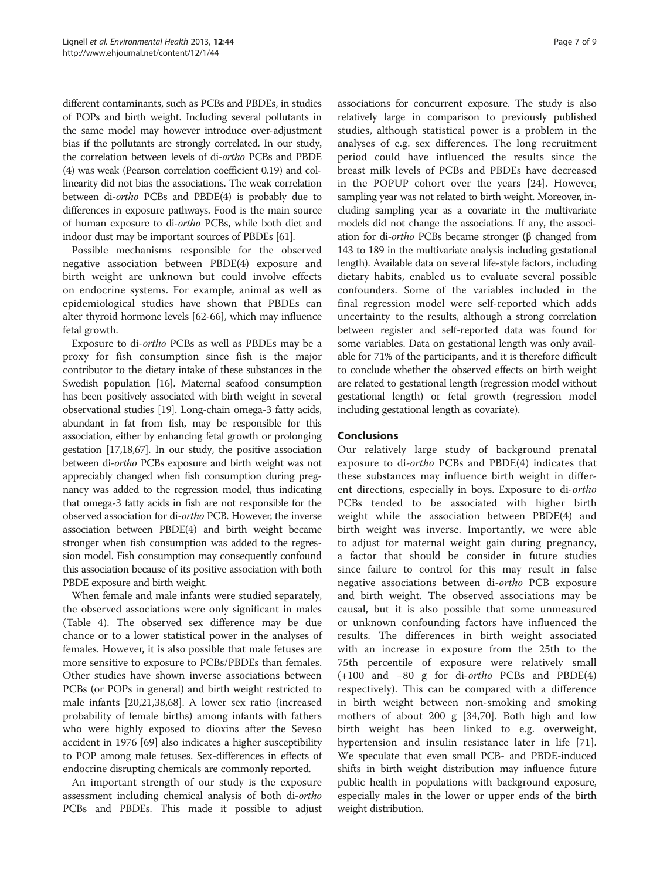different contaminants, such as PCBs and PBDEs, in studies of POPs and birth weight. Including several pollutants in the same model may however introduce over-adjustment bias if the pollutants are strongly correlated. In our study, the correlation between levels of di-*ortho* PCBs and PBDE (4) was weak (Pearson correlation coefficient 0.19) and collinearity did not bias the associations. The weak correlation between di-*ortho* PCBs and PBDE(4) is probably due to differences in exposure pathways. Food is the main source of human exposure to di-*ortho* PCBs, while both diet and indoor dust may be important sources of PBDEs [61].

Possible mechanisms responsible for the observed negative association between PBDE(4) exposure and birth weight are unknown but could involve effects on endocrine systems. For example, animal as well as epidemiological studies have shown that PBDEs can alter thyroid hormone levels [62-66], which may influence fetal growth.

Exposure to di-*ortho* PCBs as well as PBDEs may be a proxy for fish consumption since fish is the major contributor to the dietary intake of these substances in the Swedish population [16]. Maternal seafood consumption has been positively associated with birth weight in several observational studies [19]. Long-chain omega-3 fatty acids, abundant in fat from fish, may be responsible for this association, either by enhancing fetal growth or prolonging gestation [17,18,67]. In our study, the positive association between di-*ortho* PCBs exposure and birth weight was not appreciably changed when fish consumption during pregnancy was added to the regression model, thus indicating that omega-3 fatty acids in fish are not responsible for the observed association for di-*ortho* PCB. However, the inverse association between PBDE(4) and birth weight became stronger when fish consumption was added to the regression model. Fish consumption may consequently confound this association because of its positive association with both PBDE exposure and birth weight.

When female and male infants were studied separately, the observed associations were only significant in males (Table 4). The observed sex difference may be due chance or to a lower statistical power in the analyses of females. However, it is also possible that male fetuses are more sensitive to exposure to PCBs/PBDEs than females. Other studies have shown inverse associations between PCBs (or POPs in general) and birth weight restricted to male infants [20,21,38,68]. A lower sex ratio (increased probability of female births) among infants with fathers who were highly exposed to dioxins after the Seveso accident in 1976 [69] also indicates a higher susceptibility to POP among male fetuses. Sex-differences in effects of endocrine disrupting chemicals are commonly reported.

An important strength of our study is the exposure assessment including chemical analysis of both di-*ortho* PCBs and PBDEs. This made it possible to adjust associations for concurrent exposure. The study is also relatively large in comparison to previously published studies, although statistical power is a problem in the analyses of e.g. sex differences. The long recruitment period could have influenced the results since the breast milk levels of PCBs and PBDEs have decreased in the POPUP cohort over the years [24]. However, sampling year was not related to birth weight. Moreover, including sampling year as a covariate in the multivariate models did not change the associations. If any, the association for di-*ortho* PCBs became stronger (β changed from 143 to 189 in the multivariate analysis including gestational length). Available data on several life-style factors, including dietary habits, enabled us to evaluate several possible confounders. Some of the variables included in the final regression model were self-reported which adds uncertainty to the results, although a strong correlation between register and self-reported data was found for some variables. Data on gestational length was only available for 71% of the participants, and it is therefore difficult to conclude whether the observed effects on birth weight are related to gestational length (regression model without gestational length) or fetal growth (regression model including gestational length as covariate).

## Conclusions

Our relatively large study of background prenatal exposure to di-*ortho* PCBs and PBDE(4) indicates that these substances may influence birth weight in different directions, especially in boys. Exposure to di-*ortho* PCBs tended to be associated with higher birth weight while the association between PBDE(4) and birth weight was inverse. Importantly, we were able to adjust for maternal weight gain during pregnancy, a factor that should be consider in future studies since failure to control for this may result in false negative associations between di-*ortho* PCB exposure and birth weight. The observed associations may be causal, but it is also possible that some unmeasured or unknown confounding factors have influenced the results. The differences in birth weight associated with an increase in exposure from the 25th to the 75th percentile of exposure were relatively small (+100 and −80 g for di-*ortho* PCBs and PBDE(4) respectively). This can be compared with a difference in birth weight between non-smoking and smoking mothers of about 200 g [34,70]. Both high and low birth weight has been linked to e.g. overweight, hypertension and insulin resistance later in life [71]. We speculate that even small PCB- and PBDE-induced shifts in birth weight distribution may influence future public health in populations with background exposure, especially males in the lower or upper ends of the birth weight distribution.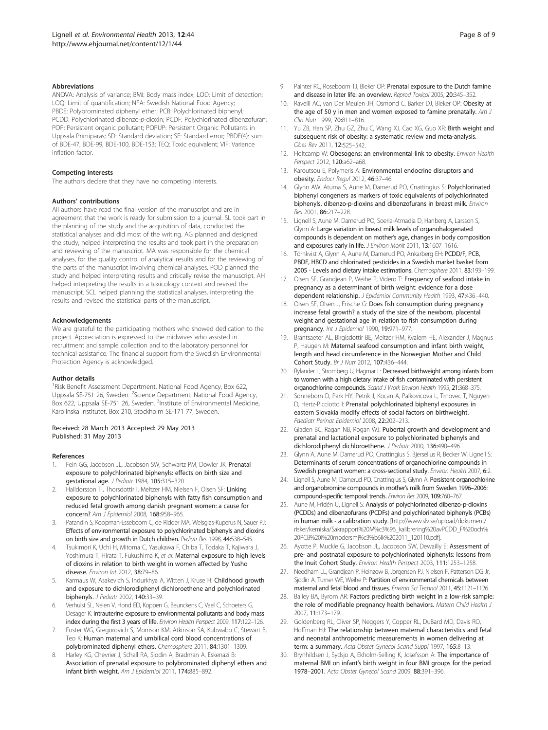## Abbreviations

ANOVA: Analysis of variance; BMI: Body mass index; LOD: Limit of detection; LOQ: Limit of quantification; NFA: Swedish National Food Agency; PBDE: Polybrominated diphenyl ether; PCB: Polychlorinated biphenyl; PCDD: Polychlorinated dibenzo-*p*-dioxin; PCDF: Polychlorinated dibenzofuran; POP: Persistent organic pollutant; POPUP: Persistent Organic Pollutants in Uppsala Primiparas; SD: Standard deviation; SE: Standard error; PBDE(4): sum of BDE-47, BDE-99, BDE-100, BDE-153; TEQ: Toxic equivalent; VIF: Variance inflation factor.

## Competing interests

The authors declare that they have no competing interests.

## Authors' contributions

All authors have read the final version of the manuscript and are in agreement that the work is ready for submission to a journal. SL took part in the planning of the study and the acquisition of data, conducted the statistical analyses and did most of the writing. AG planned and designed the study, helped interpreting the results and took part in the preparation and reviewing of the manuscript. MA was responsible for the chemical analyses, for the quality control of analytical results and for the reviewing of the parts of the manuscript involving chemical analyses. POD planned the study and helped interpreting results and critically revise the manuscript. AH helped interpreting the results in a toxicology context and revised the manuscript. SCL helped planning the statistical analyses, interpreting the results and revised the statistical parts of the manuscript.

## Acknowledgements

We are grateful to the participating mothers who showed dedication to the project. Appreciation is expressed to the midwives who assisted in recruitment and sample collection and to the laboratory personnel for technical assistance. The financial support from the Swedish Environmental Protection Agency is acknowledged.

## Author details

[1]Risk Benefit Assessment Department, National Food Agency, Box 622, Uppsala SE-751 26, Sweden. [2]Science Department, National Food Agency, Box 622, Uppsala SE-751 26, Sweden. [3]Institute of Environmental Medicine, Karolinska Institutet, Box 210, Stockholm SE-171 77, Sweden.

Received: 28 March 2013 Accepted: 29 May 2013
Published: 31 May 2013

## References

1. Fein GG, Jacobson JL, Jacobson SW, Schwartz PM, Dowler JK: **Prenatal exposure to polychlorinated biphenyls: effects on birth size and gestational age.** *J Pediatr* 1984, **105:**315–320.
2. Halldorsson TI, Thorsdottir I, Meltzer HM, Nielsen F, Olsen SF: **Linking exposure to polychlorinated biphenyls with fatty fish consumption and reduced fetal growth among danish pregnant women: a cause for concern?** *Am J Epidemiol* 2008, **168:**958–965.
3. Patandin S, Koopman-Esseboom C, de Ridder MA, Weisglas-Kuperus N, Sauer PJ: **Effects of environmental exposure to polychlorinated biphenyls and dioxins on birth size and growth in Dutch children.** *Pediatr Res* 1998, **44:**538–545.
4. Tsukimori K, Uchi H, Mitoma C, Yasukawa F, Chiba T, Todaka T, Kajiwara J, Yoshimura T, Hirata T, Fukushima K, *et al*: **Maternal exposure to high levels of dioxins in relation to birth weight in women affected by Yusho disease.** *Environ Int* 2012, **38:**79–86.
5. Karmaus W, Asakevich S, Indurkhya A, Witten J, Kruse H: **Childhood growth and exposure to dichlorodiphenyl dichloroethene and polychlorinated biphenyls.** *J Pediatr* 2002, **140:**33–39.
6. Verhulst SL, Nelen V, Hond ED, Koppen G, Beunckens C, Vael C, Schoeters G, Desager K: **Intrauterine exposure to environmental pollutants and body mass index during the first 3 years of life.** *Environ Health Perspect* 2009, **117:**122–126.
7. Foster WG, Gregorovich S, Morrison KM, Atkinson SA, Kubwabo C, Stewart B, Teo K: **Human maternal and umbilical cord blood concentrations of polybrominated diphenyl ethers.** *Chemosphere* 2011, **84:**1301–1309.
8. Harley KG, Chevrier J, Schall RA, Sjodin A, Bradman A, Eskenazi B: **Association of prenatal exposure to polybrominated diphenyl ethers and infant birth weight.** *Am J Epidemiol* 2011, **174:**885–892.
9. Painter RC, Roseboom TJ, Bleker OP: **Prenatal exposure to the Dutch famine and disease in later life: an overview.** *Reprod Toxicol* 2005, **20:**345–352.
10. Ravelli AC, van Der Meulen JH, Osmond C, Barker DJ, Bleker OP: **Obesity at the age of 50 y in men and women exposed to famine prenatally.** *Am J Clin Nutr* 1999, **70:**811–816.
11. Yu ZB, Han SP, Zhu GZ, Zhu C, Wang XJ, Cao XG, Guo XR: **Birth weight and subsequent risk of obesity: a systematic review and meta-analysis.** *Obes Rev* 2011, **12:**525–542.
12. Holtcamp W: **Obesogens: an environmental link to obesity.** *Environ Health Perspect* 2012, **120:**a62–a68.
13. Karoutsou E, Polymeris A: **Environmental endocrine disruptors and obesity.** *Endocr Regul* 2012, **46:**37–46.
14. Glynn AW, Atuma S, Aune M, Darnerud PO, Cnattingius S: **Polychlorinated biphenyl congeners as markers of toxic equivalents of polychlorinated biphenyls, dibenzo-p-dioxins and dibenzofurans in breast milk.** *Environ Res* 2001, **86:**217–228.
15. Lignell S, Aune M, Darnerud PO, Soeria-Atmadja D, Hanberg A, Larsson S, Glynn A: **Large variation in breast milk levels of organohalogenated compounds is dependent on mother's age, changes in body composition and exposures early in life.** *J Environ Monit* 2011, **13:**1607–1616.
16. Törnkvist A, Glynn A, Aune M, Darnerud PO, Ankarberg EH: **PCDD/F, PCB, PBDE, HBCD and chlorinated pesticides in a Swedish market basket from 2005 - Levels and dietary intake estimations.** *Chemosphere* 2011, **83:**193–199.
17. Olsen SF, Grandjean P, Weihe P, Videro T: **Frequency of seafood intake in pregnancy as a determinant of birth weight: evidence for a dose dependent relationship.** *J Epidemiol Community Health* 1993, **47:**436–440.
18. Olsen SF, Olsen J, Frische G: **Does fish consumption during pregnancy increase fetal growth? a study of the size of the newborn, placental weight and gestational age in relation to fish consumption during pregnancy.** *Int J Epidemiol* 1990, **19:**971–977.
19. Brantsaeter AL, Birgisdottir BE, Meltzer HM, Kvalem HE, Alexander J, Magnus P, Haugen M: **Maternal seafood consumption and infant birth weight, length and head circumference in the Norwegian Mother and Child Cohort Study.** *Br J Nutr* 2012, **107:**436–444.
20. Rylander L, Stromberg U, Hagmar L: **Decreased birthweight among infants born to women with a high dietary intake of fish contaminated with persistent organochlorine compounds.** *Scand J Work Environ Health* 1995, **21:**368–375.
21. Sonneborn D, Park HY, Petrik J, Kocan A, Palkovicova L, Trnovec T, Nguyen D, Hertz-Picciotto I: **Prenatal polychlorinated biphenyl exposures in eastern Slovakia modify effects of social factors on birthweight.** *Paediatr Perinat Epidemiol* 2008, **22:**202–213.
22. Gladen BC, Ragan NB, Rogan WJ: **Pubertal growth and development and prenatal and lactational exposure to polychlorinated biphenyls and dichlorodiphenyl dichloroethene.** *J Pediatr* 2000, **136:**490–496.
23. Glynn A, Aune M, Darnerud PO, Cnattingius S, Bjerselius R, Becker W, Lignell S: **Determinants of serum concentrations of organochlorine compounds in Swedish pregnant women: a cross-sectional study.** *Environ Health* 2007, **6:**2.
24. Lignell S, Aune M, Darnerud PO, Cnattingius S, Glynn A: **Persistent organochlorine and organobromine compounds in mother's milk from Sweden 1996–2006: compound-specific temporal trends.** *Environ Res* 2009, **109:**760–767.
25. Aune M, Fridén U, Lignell S: **Analysis of polychlorinated dibenzo-p-dioxins (PCDDs) and dibenzofurans (PCDFs) and polychlorinated biphenyls (PCBs) in human milk - a calibration study.** [http://www.slv.se/upload/dokument/risker/kemiska/Sakrapport%20M%c3%96_kalibrering%20avPCDD_F%20och%20PCB%20i%20modersmj%c3%b6lk%202011_120110.pdf].
26. Ayotte P, Muckle G, Jacobson JL, Jacobson SW, Dewailly E: **Assessment of pre- and postnatal exposure to polychlorinated biphenyls: lessons from the Inuit Cohort Study.** *Environ Health Perspect* 2003, **111:**1253–1258.
27. Needham LL, Grandjean P, Heinzow B, Jorgensen PJ, Nielsen F, Patterson DG Jr, Sjodin A, Turner WE, Weihe P: **Partition of environmental chemicals between maternal and fetal blood and tissues.** *Environ Sci Technol* 2011, **45:**1121–1126.
28. Bailey BA, Byrom AR: **Factors predicting birth weight in a low-risk sample: the role of modifiable pregnancy health behaviors.** *Matern Child Health J* 2007, **11:**173–179.
29. Goldenberg RL, Cliver SP, Neggers Y, Copper RL, DuBard MD, Davis RO, Hoffman HJ: **The relationship between maternal characteristics and fetal and neonatal anthropometric measurements in women delivering at term: a summary.** *Acta Obstet Gynecol Scand Suppl* 1997, **165:**8–13.
30. Brynhildsen J, Sydsjo A, Ekholm-Selling K, Josefsson A: **The importance of maternal BMI on infant's birth weight in four BMI groups for the period 1978–2001.** *Acta Obstet Gynecol Scand* 2009, **88:**391–396.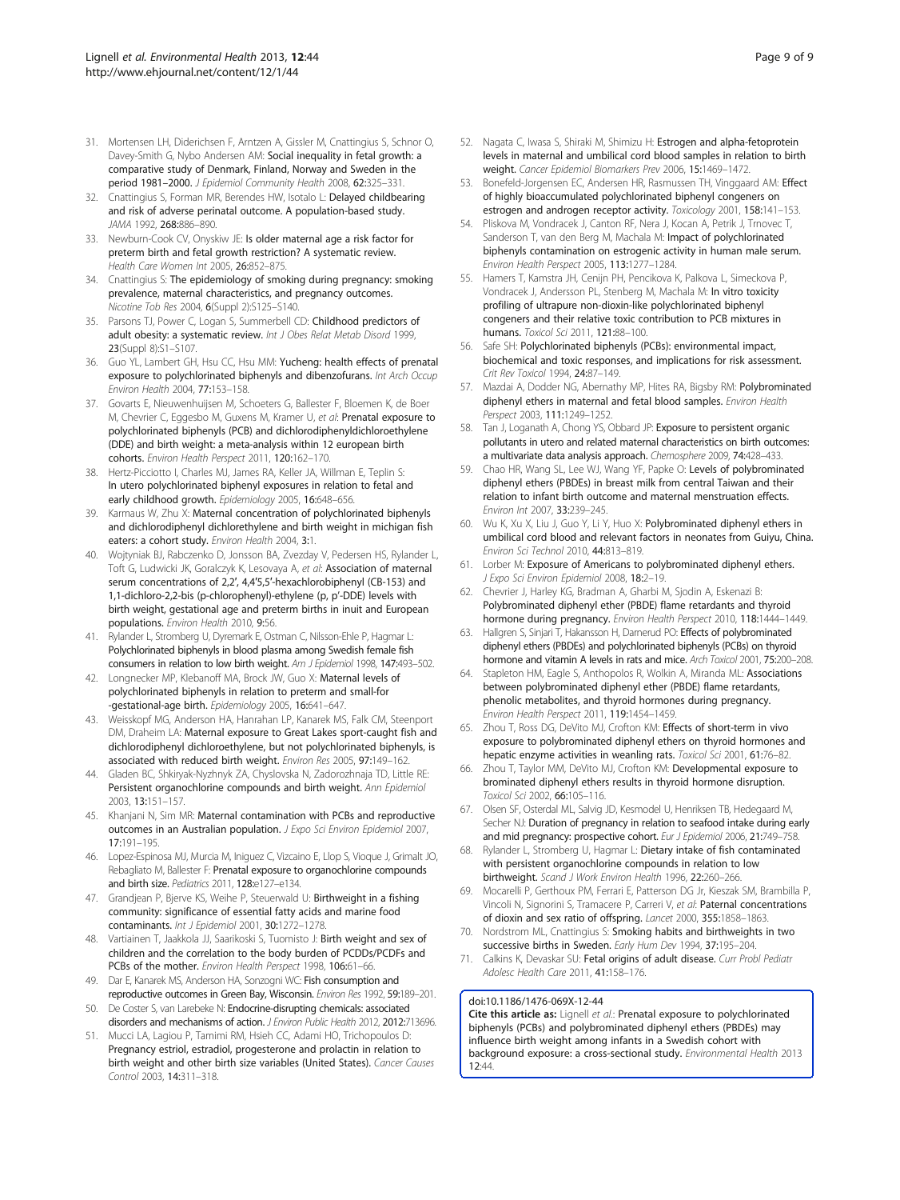31. Mortensen LH, Diderichsen F, Arntzen A, Gissler M, Cnattingius S, Schnor O, Davey-Smith G, Nybo Andersen AM: **Social inequality in fetal growth: a comparative study of Denmark, Finland, Norway and Sweden in the period 1981–2000.** *J Epidemiol Community Health* 2008, **62:**325–331.
32. Cnattingius S, Forman MR, Berendes HW, Isotalo L: **Delayed childbearing and risk of adverse perinatal outcome. A population-based study.** *JAMA* 1992, **268:**886–890.
33. Newburn-Cook CV, Onyskiw JE: **Is older maternal age a risk factor for preterm birth and fetal growth restriction? A systematic review.** *Health Care Women Int* 2005, **26:**852–875.
34. Cnattingius S: **The epidemiology of smoking during pregnancy: smoking prevalence, maternal characteristics, and pregnancy outcomes.** *Nicotine Tob Res* 2004, **6**(Suppl 2):S125–S140.
35. Parsons TJ, Power C, Logan S, Summerbell CD: **Childhood predictors of adult obesity: a systematic review.** *Int J Obes Relat Metab Disord* 1999, **23**(Suppl 8):S1–S107.
36. Guo YL, Lambert GH, Hsu CC, Hsu MM: **Yucheng: health effects of prenatal exposure to polychlorinated biphenyls and dibenzofurans.** *Int Arch Occup Environ Health* 2004, **77:**153–158.
37. Govarts E, Nieuwenhuijsen M, Schoeters G, Ballester F, Bloemen K, de Boer M, Chevrier C, Eggesbo M, Guxens M, Kramer U, *et al*: **Prenatal exposure to polychlorinated biphenyls (PCB) and dichlorodiphenyldichloroethylene (DDE) and birth weight: a meta-analysis within 12 european birth cohorts.** *Environ Health Perspect* 2011, **120:**162–170.
38. Hertz-Picciotto I, Charles MJ, James RA, Keller JA, Willman E, Teplin S: **In utero polychlorinated biphenyl exposures in relation to fetal and early childhood growth.** *Epidemiology* 2005, **16:**648–656.
39. Karmaus W, Zhu X: **Maternal concentration of polychlorinated biphenyls and dichlorodiphenyl dichlorethylene and birth weight in michigan fish eaters: a cohort study.** *Environ Health* 2004, **3:**1.
40. Wojtyniak BJ, Rabczenko D, Jonsson BA, Zvezday V, Pedersen HS, Rylander L, Toft G, Ludwicki JK, Goralczyk K, Lesovaya A, *et al*: **Association of maternal serum concentrations of 2,2', 4,4'5,5'-hexachlorobiphenyl (CB-153) and 1,1-dichloro-2,2-bis (p-chlorophenyl)-ethylene (p, p'-DDE) levels with birth weight, gestational age and preterm births in inuit and European populations.** *Environ Health* 2010, **9:**56.
41. Rylander L, Stromberg U, Dyremark E, Ostman C, Nilsson-Ehle P, Hagmar L: **Polychlorinated biphenyls in blood plasma among Swedish female fish consumers in relation to low birth weight.** *Am J Epidemiol* 1998, **147:**493–502.
42. Longnecker MP, Klebanoff MA, Brock JW, Guo X: **Maternal levels of polychlorinated biphenyls in relation to preterm and small-for -gestational-age birth.** *Epidemiology* 2005, **16:**641–647.
43. Weisskopf MG, Anderson HA, Hanrahan LP, Kanarek MS, Falk CM, Steenport DM, Draheim LA: **Maternal exposure to Great Lakes sport-caught fish and dichlorodiphenyl dichloroethylene, but not polychlorinated biphenyls, is associated with reduced birth weight.** *Environ Res* 2005, **97:**149–162.
44. Gladen BC, Shkiryak-Nyzhnyk ZA, Chyslovska N, Zadorozhnaja TD, Little RE: **Persistent organochlorine compounds and birth weight.** *Ann Epidemiol* 2003, **13:**151–157.
45. Khanjani N, Sim MR: **Maternal contamination with PCBs and reproductive outcomes in an Australian population.** *J Expo Sci Environ Epidemiol* 2007, **17:**191–195.
46. Lopez-Espinosa MJ, Murcia M, Iniguez C, Vizcaino E, Llop S, Vioque J, Grimalt JO, Rebagliato M, Ballester F: **Prenatal exposure to organochlorine compounds and birth size.** *Pediatrics* 2011, **128:**e127–e134.
47. Grandjean P, Bjerve KS, Weihe P, Steuerwald U: **Birthweight in a fishing community: significance of essential fatty acids and marine food contaminants.** *Int J Epidemiol* 2001, **30:**1272–1278.
48. Vartiainen T, Jaakkola JJ, Saarikoski S, Tuomisto J: **Birth weight and sex of children and the correlation to the body burden of PCDDs/PCDFs and PCBs of the mother.** *Environ Health Perspect* 1998, **106:**61–66.
49. Dar E, Kanarek MS, Anderson HA, Sonzogni WC: **Fish consumption and reproductive outcomes in Green Bay, Wisconsin.** *Environ Res* 1992, **59:**189–201.
50. De Coster S, van Larebeke N: **Endocrine-disrupting chemicals: associated disorders and mechanisms of action.** *J Environ Public Health* 2012, **2012:**713696.
51. Mucci LA, Lagiou P, Tamimi RM, Hsieh CC, Adami HO, Trichopoulos D: **Pregnancy estriol, estradiol, progesterone and prolactin in relation to birth weight and other birth size variables (United States).** *Cancer Causes Control* 2003, **14:**311–318.
52. Nagata C, Iwasa S, Shiraki M, Shimizu H: **Estrogen and alpha-fetoprotein levels in maternal and umbilical cord blood samples in relation to birth weight.** *Cancer Epidemiol Biomarkers Prev* 2006, **15:**1469–1472.
53. Bonefeld-Jorgensen EC, Andersen HR, Rasmussen TH, Vinggaard AM: **Effect of highly bioaccumulated polychlorinated biphenyl congeners on estrogen and androgen receptor activity.** *Toxicology* 2001, **158:**141–153.
54. Pliskova M, Vondracek J, Canton RF, Nera J, Kocan A, Petrik J, Trnovec T, Sanderson T, van den Berg M, Machala M: **Impact of polychlorinated biphenyls contamination on estrogenic activity in human male serum.** *Environ Health Perspect* 2005, **113:**1277–1284.
55. Hamers T, Kamstra JH, Cenijn PH, Pencikova K, Palkova L, Simeckova P, Vondracek J, Andersson PL, Stenberg M, Machala M: **In vitro toxicity profiling of ultrapure non-dioxin-like polychlorinated biphenyl congeners and their relative toxic contribution to PCB mixtures in humans.** *Toxicol Sci* 2011, **121:**88–100.
56. Safe SH: **Polychlorinated biphenyls (PCBs): environmental impact, biochemical and toxic responses, and implications for risk assessment.** *Crit Rev Toxicol* 1994, **24:**87–149.
57. Mazdai A, Dodder NG, Abernathy MP, Hites RA, Bigsby RM: **Polybrominated diphenyl ethers in maternal and fetal blood samples.** *Environ Health Perspect* 2003, **111:**1249–1252.
58. Tan J, Loganath A, Chong YS, Obbard JP: **Exposure to persistent organic pollutants in utero and related maternal characteristics on birth outcomes: a multivariate data analysis approach.** *Chemosphere* 2009, **74:**428–433.
59. Chao HR, Wang SL, Lee WJ, Wang YF, Papke O: **Levels of polybrominated diphenyl ethers (PBDEs) in breast milk from central Taiwan and their relation to infant birth outcome and maternal menstruation effects.** *Environ Int* 2007, **33:**239–245.
60. Wu K, Xu X, Liu J, Guo Y, Li Y, Huo X: **Polybrominated diphenyl ethers in umbilical cord blood and relevant factors in neonates from Guiyu, China.** *Environ Sci Technol* 2010, **44:**813–819.
61. Lorber M: **Exposure of Americans to polybrominated diphenyl ethers.** *J Expo Sci Environ Epidemiol* 2008, **18:**2–19.
62. Chevrier J, Harley KG, Bradman A, Gharbi M, Sjodin A, Eskenazi B: **Polybrominated diphenyl ether (PBDE) flame retardants and thyroid hormone during pregnancy.** *Environ Health Perspect* 2010, **118:**1444–1449.
63. Hallgren S, Sinjari T, Hakansson H, Darnerud PO: **Effects of polybrominated diphenyl ethers (PBDEs) and polychlorinated biphenyls (PCBs) on thyroid hormone and vitamin A levels in rats and mice.** *Arch Toxicol* 2001, **75:**200–208.
64. Stapleton HM, Eagle S, Anthopolos R, Wolkin A, Miranda ML: **Associations between polybrominated diphenyl ether (PBDE) flame retardants, phenolic metabolites, and thyroid hormones during pregnancy.** *Environ Health Perspect* 2011, **119:**1454–1459.
65. Zhou T, Ross DG, DeVito MJ, Crofton KM: **Effects of short-term in vivo exposure to polybrominated diphenyl ethers on thyroid hormones and hepatic enzyme activities in weanling rats.** *Toxicol Sci* 2001, **61:**76–82.
66. Zhou T, Taylor MM, DeVito MJ, Crofton KM: **Developmental exposure to brominated diphenyl ethers results in thyroid hormone disruption.** *Toxicol Sci* 2002, **66:**105–116.
67. Olsen SF, Osterdal ML, Salvig JD, Kesmodel U, Henriksen TB, Hedegaard M, Secher NJ: **Duration of pregnancy in relation to seafood intake during early and mid pregnancy: prospective cohort.** *Eur J Epidemiol* 2006, **21:**749–758.
68. Rylander L, Stromberg U, Hagmar L: **Dietary intake of fish contaminated with persistent organochlorine compounds in relation to low birthweight.** *Scand J Work Environ Health* 1996, **22:**260–266.
69. Mocarelli P, Gerthoux PM, Ferrari E, Patterson DG Jr, Kieszak SM, Brambilla P, Vincoli N, Signorini S, Tramacere P, Carreri V, *et al*: **Paternal concentrations of dioxin and sex ratio of offspring.** *Lancet* 2000, **355:**1858–1863.
70. Nordstrom ML, Cnattingius S: **Smoking habits and birthweights in two successive births in Sweden.** *Early Hum Dev* 1994, **37:**195–204.
71. Calkins K, Devaskar SU: **Fetal origins of adult disease.** *Curr Probl Pediatr Adolesc Health Care* 2011, **41:**158–176.

doi:10.1186/1476-069X-12-44

**Cite this article as:** Lignell *et al.*: Prenatal exposure to polychlorinated biphenyls (PCBs) and polybrominated diphenyl ethers (PBDEs) may influence birth weight among infants in a Swedish cohort with background exposure: a cross-sectional study. *Environmental Health* 2013 **12**:44.